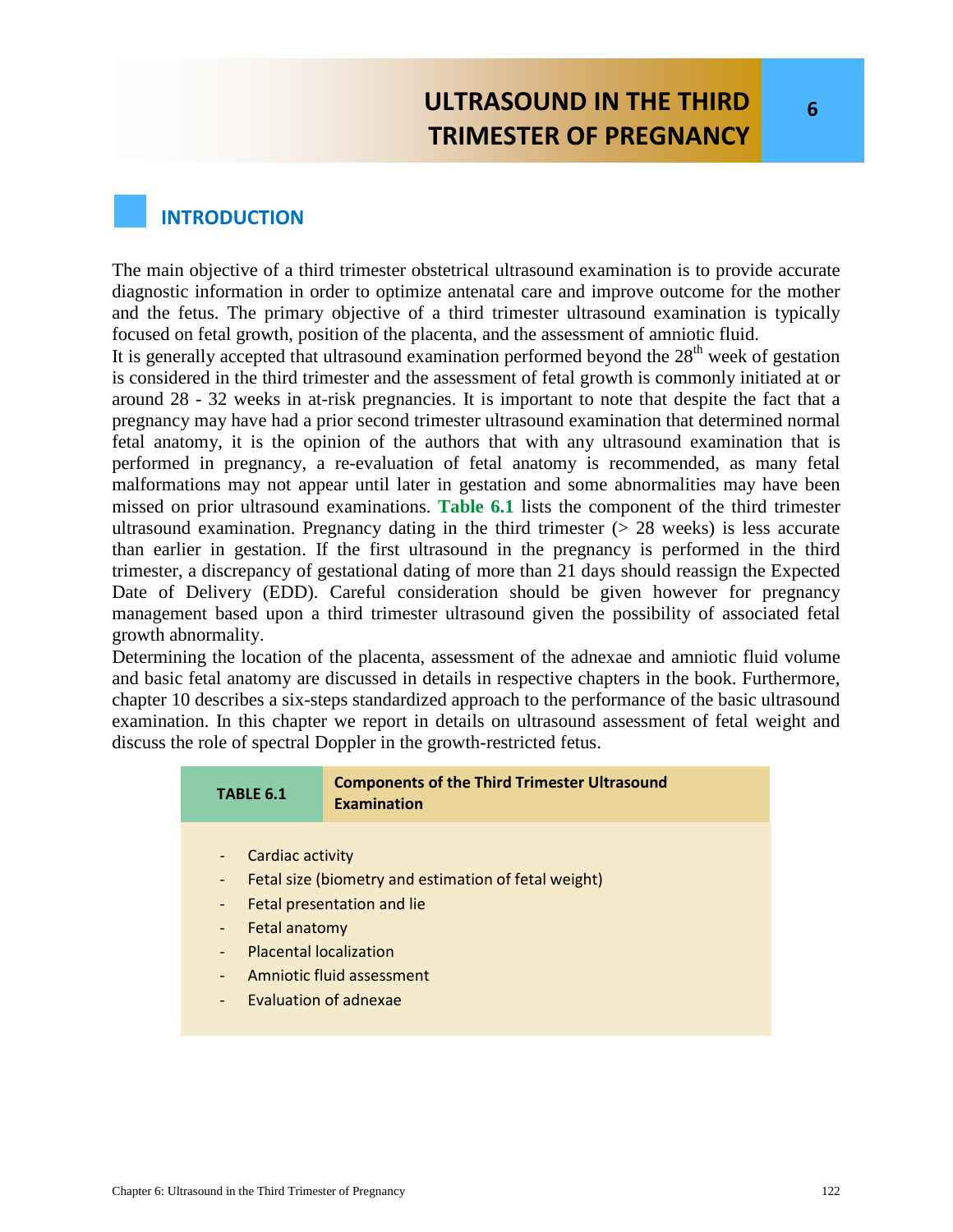# ULTRASOUND IN THE THIRD TRIMESTER OF PREGNANCY

## INTRODUCTION

The main objective of a third trimester obstetrical ultrasound examination is to provide accurate diagnostic information in order to optimize antenatal care and improve outcome for the mother and the fetus. The primary objective of a third trimester ultrasound examination is typically focused on fetal growth, position of the placenta, and the assessment of amniotic fluid.

It is generally accepted that ultrasound examination performed beyond the 28$^{th}$ week of gestation is considered in the third trimester and the assessment of fetal growth is commonly initiated at or around 28 - 32 weeks in at-risk pregnancies. It is important to note that despite the fact that a pregnancy may have had a prior second trimester ultrasound examination that determined normal fetal anatomy, it is the opinion of the authors that with any ultrasound examination that is performed in pregnancy, a re-evaluation of fetal anatomy is recommended, as many fetal malformations may not appear until later in gestation and some abnormalities may have been missed on prior ultrasound examinations. **Table 6.1** lists the component of the third trimester ultrasound examination. Pregnancy dating in the third trimester (> 28 weeks) is less accurate than earlier in gestation. If the first ultrasound in the pregnancy is performed in the third trimester, a discrepancy of gestational dating of more than 21 days should reassign the Expected Date of Delivery (EDD). Careful consideration should be given however for pregnancy management based upon a third trimester ultrasound given the possibility of associated fetal growth abnormality.

Determining the location of the placenta, assessment of the adnexae and amniotic fluid volume and basic fetal anatomy are discussed in details in respective chapters in the book. Furthermore, chapter 10 describes a six-steps standardized approach to the performance of the basic ultrasound examination. In this chapter we report in details on ultrasound assessment of fetal weight and discuss the role of spectral Doppler in the growth-restricted fetus.

| TABLE 6.1 | Components of the Third Trimester Ultrasound Examination |
|---|---|

- Cardiac activity
- Fetal size (biometry and estimation of fetal weight)
- Fetal presentation and lie
- Fetal anatomy
- Placental localization
- Amniotic fluid assessment
- Evaluation of adnexae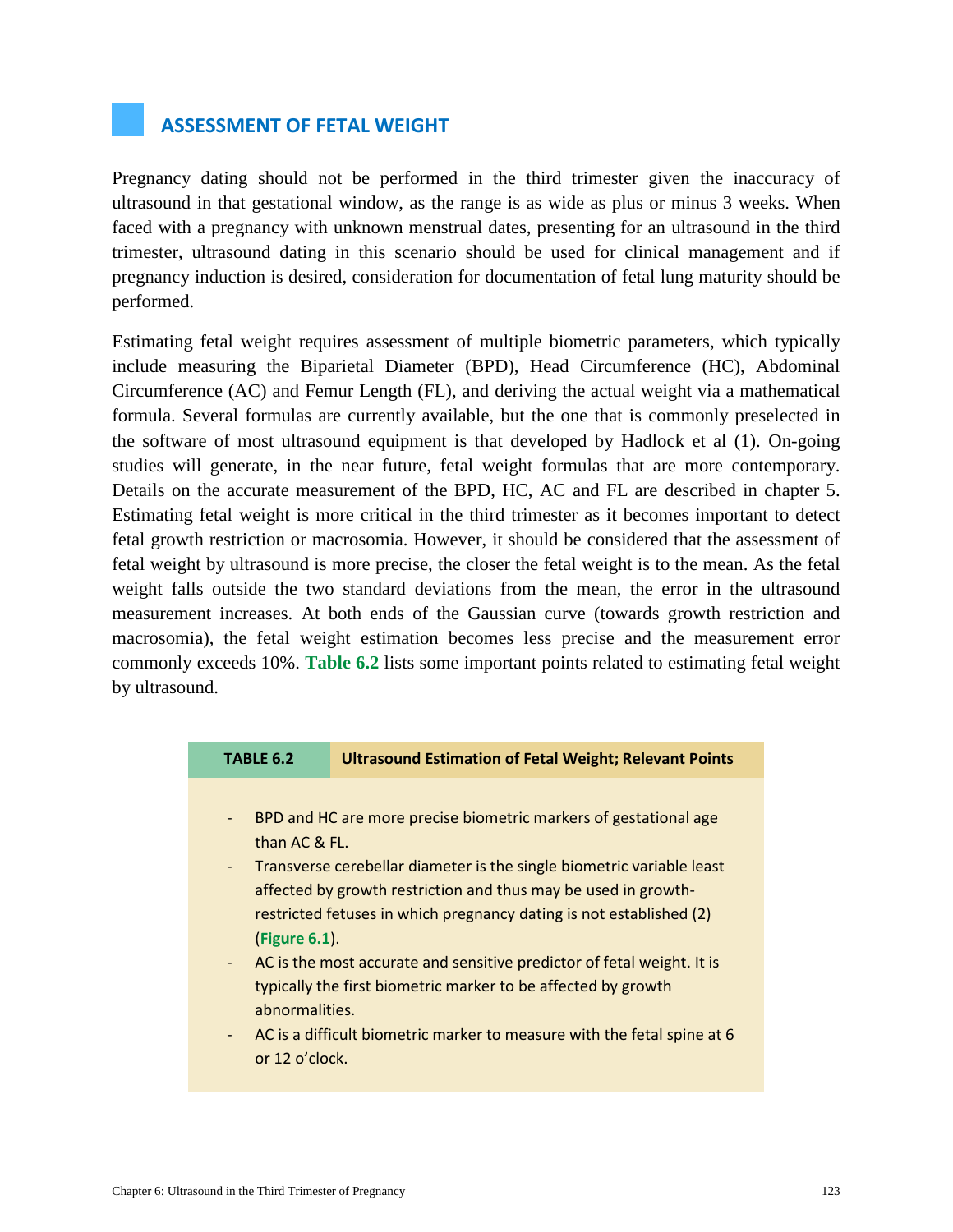## ASSESSMENT OF FETAL WEIGHT

Pregnancy dating should not be performed in the third trimester given the inaccuracy of ultrasound in that gestational window, as the range is as wide as plus or minus 3 weeks. When faced with a pregnancy with unknown menstrual dates, presenting for an ultrasound in the third trimester, ultrasound dating in this scenario should be used for clinical management and if pregnancy induction is desired, consideration for documentation of fetal lung maturity should be performed.

Estimating fetal weight requires assessment of multiple biometric parameters, which typically include measuring the Biparietal Diameter (BPD), Head Circumference (HC), Abdominal Circumference (AC) and Femur Length (FL), and deriving the actual weight via a mathematical formula. Several formulas are currently available, but the one that is commonly preselected in the software of most ultrasound equipment is that developed by Hadlock et al (1). On-going studies will generate, in the near future, fetal weight formulas that are more contemporary. Details on the accurate measurement of the BPD, HC, AC and FL are described in chapter 5. Estimating fetal weight is more critical in the third trimester as it becomes important to detect fetal growth restriction or macrosomia. However, it should be considered that the assessment of fetal weight by ultrasound is more precise, the closer the fetal weight is to the mean. As the fetal weight falls outside the two standard deviations from the mean, the error in the ultrasound measurement increases. At both ends of the Gaussian curve (towards growth restriction and macrosomia), the fetal weight estimation becomes less precise and the measurement error commonly exceeds 10%. **Table 6.2** lists some important points related to estimating fetal weight by ultrasound.

| TABLE 6.2 | Ultrasound Estimation of Fetal Weight; Relevant Points |
|---|---|

- BPD and HC are more precise biometric markers of gestational age than AC & FL.
- Transverse cerebellar diameter is the single biometric variable least affected by growth restriction and thus may be used in growth-restricted fetuses in which pregnancy dating is not established (2) (**Figure 6.1**).
- AC is the most accurate and sensitive predictor of fetal weight. It is typically the first biometric marker to be affected by growth abnormalities.
- AC is a difficult biometric marker to measure with the fetal spine at 6 or 12 o'clock.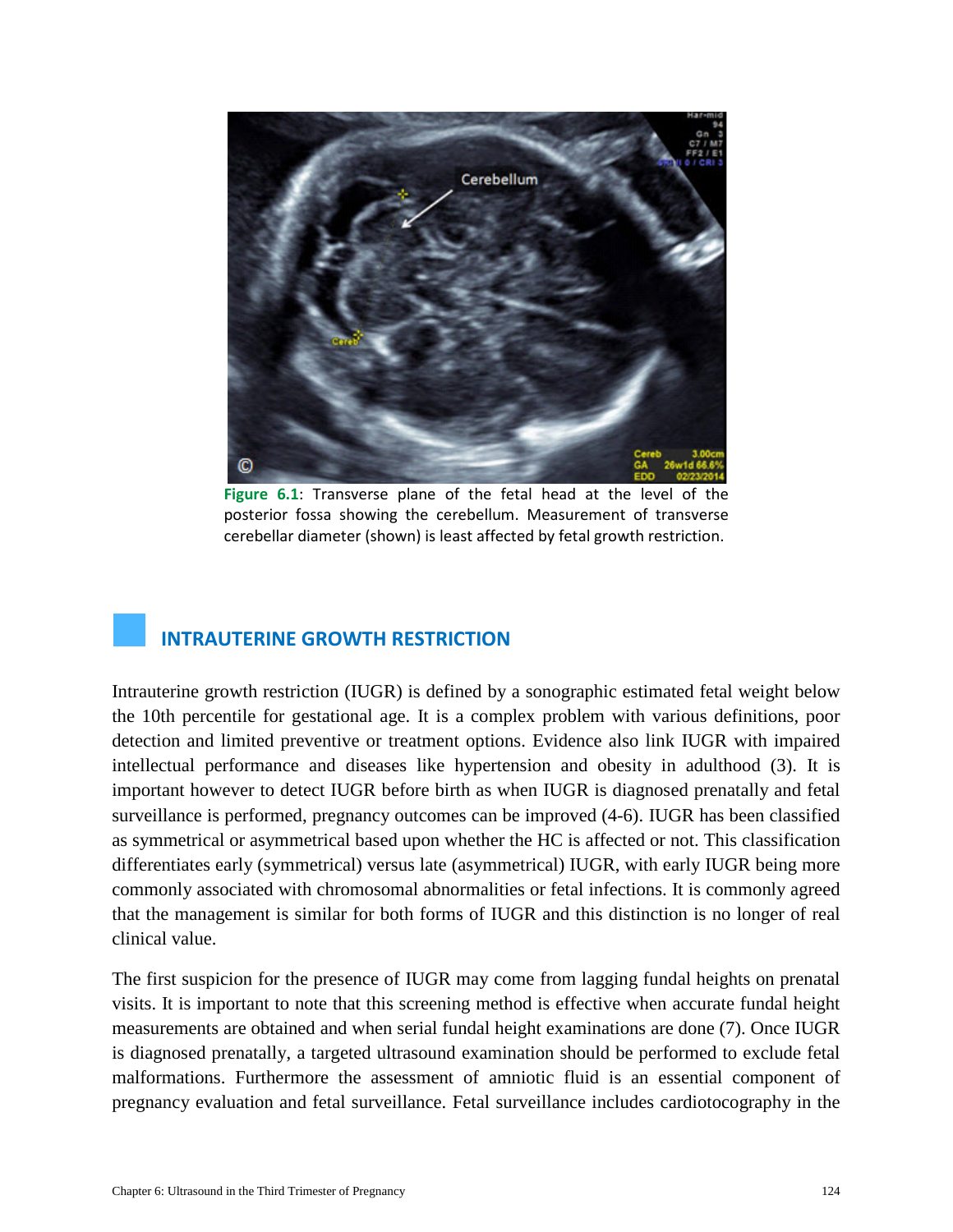**Figure 6.1**: Transverse plane of the fetal head at the level of the posterior fossa showing the cerebellum. Measurement of transverse cerebellar diameter (shown) is least affected by fetal growth restriction.

## INTRAUTERINE GROWTH RESTRICTION

Intrauterine growth restriction (IUGR) is defined by a sonographic estimated fetal weight below the 10th percentile for gestational age. It is a complex problem with various definitions, poor detection and limited preventive or treatment options. Evidence also link IUGR with impaired intellectual performance and diseases like hypertension and obesity in adulthood (3). It is important however to detect IUGR before birth as when IUGR is diagnosed prenatally and fetal surveillance is performed, pregnancy outcomes can be improved (4-6). IUGR has been classified as symmetrical or asymmetrical based upon whether the HC is affected or not. This classification differentiates early (symmetrical) versus late (asymmetrical) IUGR, with early IUGR being more commonly associated with chromosomal abnormalities or fetal infections. It is commonly agreed that the management is similar for both forms of IUGR and this distinction is no longer of real clinical value.

The first suspicion for the presence of IUGR may come from lagging fundal heights on prenatal visits. It is important to note that this screening method is effective when accurate fundal height measurements are obtained and when serial fundal height examinations are done (7). Once IUGR is diagnosed prenatally, a targeted ultrasound examination should be performed to exclude fetal malformations. Furthermore the assessment of amniotic fluid is an essential component of pregnancy evaluation and fetal surveillance. Fetal surveillance includes cardiotocography in the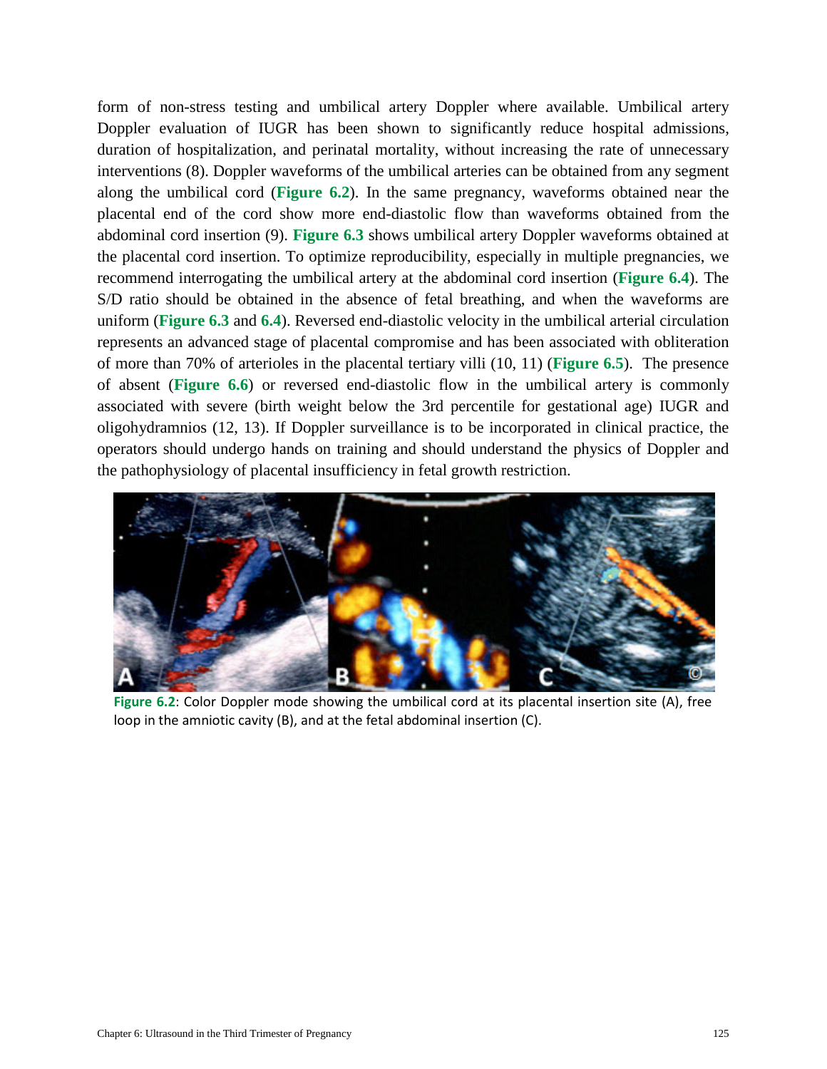form of non-stress testing and umbilical artery Doppler where available. Umbilical artery Doppler evaluation of IUGR has been shown to significantly reduce hospital admissions, duration of hospitalization, and perinatal mortality, without increasing the rate of unnecessary interventions (8). Doppler waveforms of the umbilical arteries can be obtained from any segment along the umbilical cord (**Figure 6.2**). In the same pregnancy, waveforms obtained near the placental end of the cord show more end-diastolic flow than waveforms obtained from the abdominal cord insertion (9). **Figure 6.3** shows umbilical artery Doppler waveforms obtained at the placental cord insertion. To optimize reproducibility, especially in multiple pregnancies, we recommend interrogating the umbilical artery at the abdominal cord insertion (**Figure 6.4**). The S/D ratio should be obtained in the absence of fetal breathing, and when the waveforms are uniform (**Figure 6.3** and **6.4**). Reversed end-diastolic velocity in the umbilical arterial circulation represents an advanced stage of placental compromise and has been associated with obliteration of more than 70% of arterioles in the placental tertiary villi (10, 11) (**Figure 6.5**). The presence of absent (**Figure 6.6**) or reversed end-diastolic flow in the umbilical artery is commonly associated with severe (birth weight below the 3rd percentile for gestational age) IUGR and oligohydramnios (12, 13). If Doppler surveillance is to be incorporated in clinical practice, the operators should undergo hands on training and should understand the physics of Doppler and the pathophysiology of placental insufficiency in fetal growth restriction.

**Figure 6.2**: Color Doppler mode showing the umbilical cord at its placental insertion site (A), free loop in the amniotic cavity (B), and at the fetal abdominal insertion (C).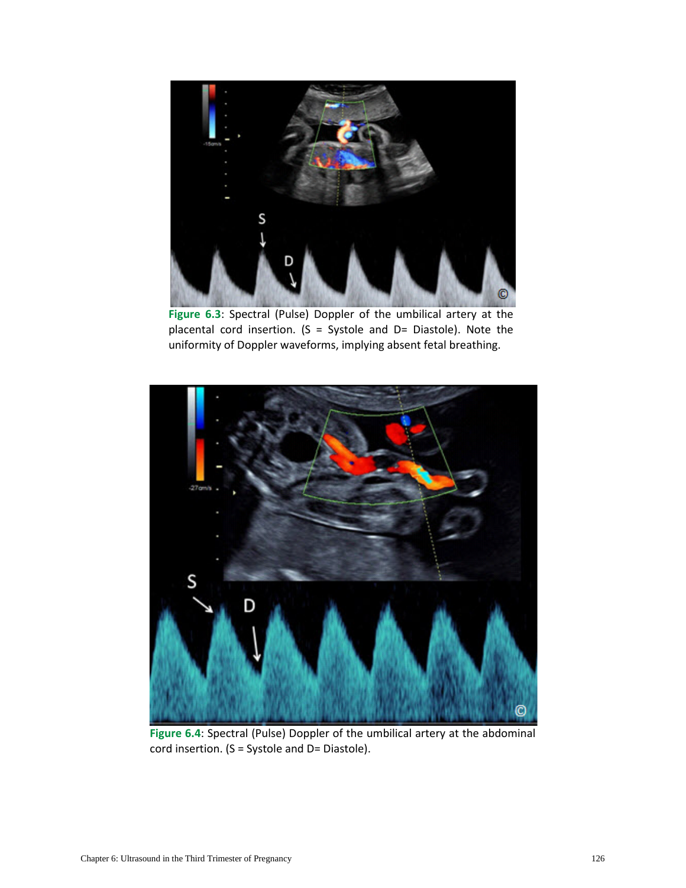**Figure 6.3**: Spectral (Pulse) Doppler of the umbilical artery at the placental cord insertion. (S = Systole and D= Diastole). Note the uniformity of Doppler waveforms, implying absent fetal breathing.

**Figure 6.4**: Spectral (Pulse) Doppler of the umbilical artery at the abdominal cord insertion. (S = Systole and D= Diastole).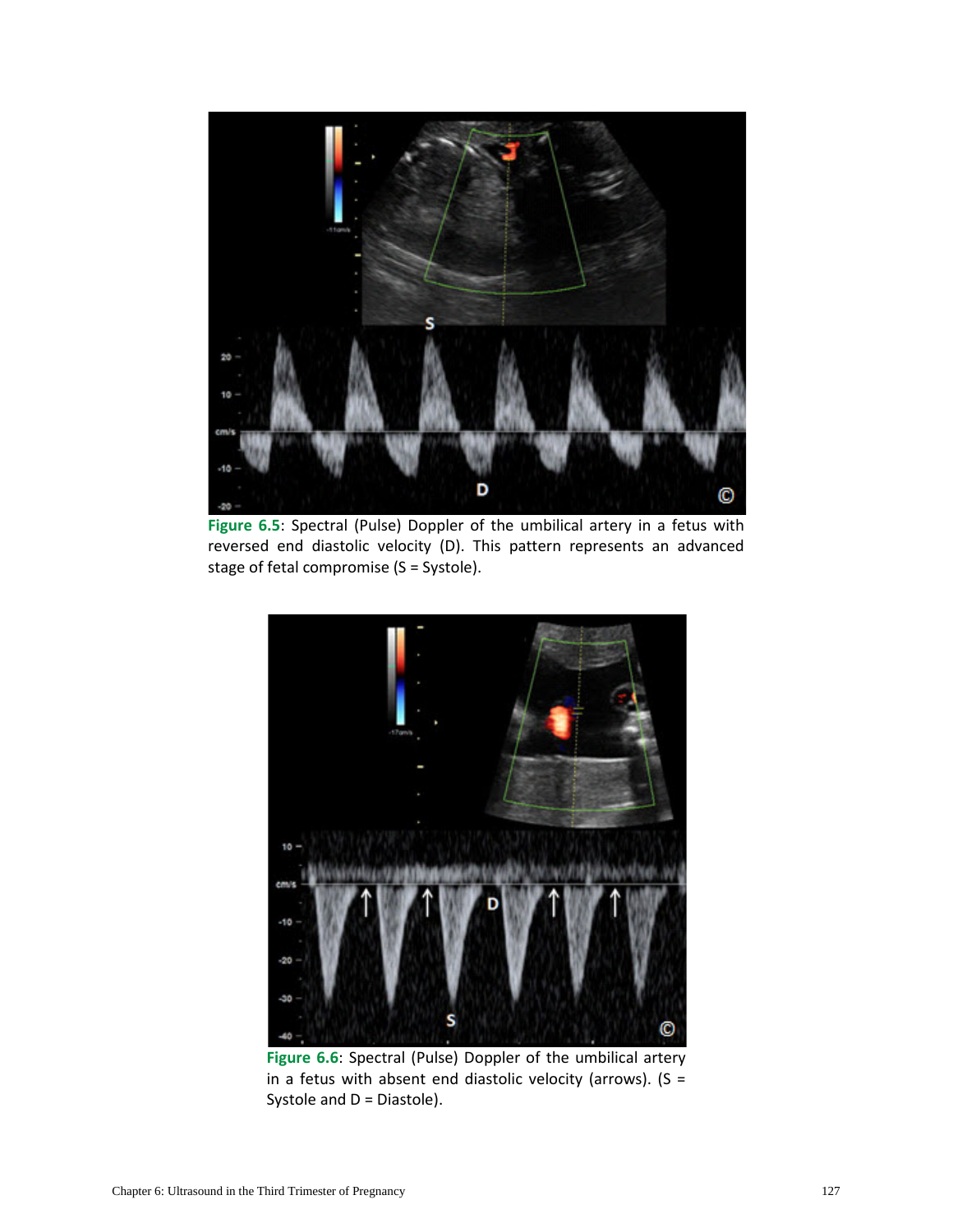**Figure 6.5**: Spectral (Pulse) Doppler of the umbilical artery in a fetus with reversed end diastolic velocity (D). This pattern represents an advanced stage of fetal compromise (S = Systole).

**Figure 6.6**: Spectral (Pulse) Doppler of the umbilical artery in a fetus with absent end diastolic velocity (arrows). (S = Systole and D = Diastole).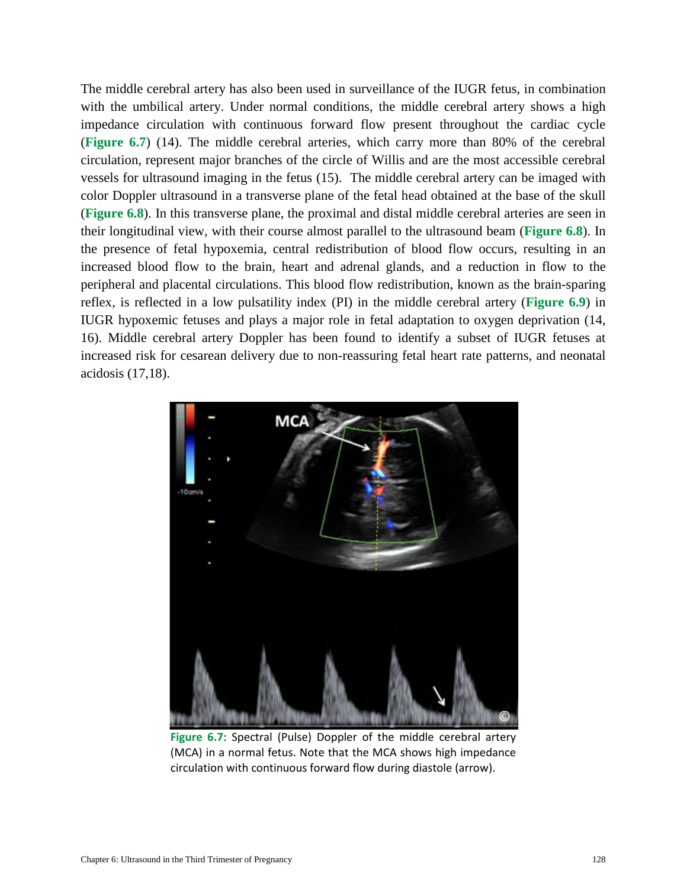The middle cerebral artery has also been used in surveillance of the IUGR fetus, in combination with the umbilical artery. Under normal conditions, the middle cerebral artery shows a high impedance circulation with continuous forward flow present throughout the cardiac cycle (**Figure 6.7**) (14). The middle cerebral arteries, which carry more than 80% of the cerebral circulation, represent major branches of the circle of Willis and are the most accessible cerebral vessels for ultrasound imaging in the fetus (15). The middle cerebral artery can be imaged with color Doppler ultrasound in a transverse plane of the fetal head obtained at the base of the skull (**Figure 6.8**). In this transverse plane, the proximal and distal middle cerebral arteries are seen in their longitudinal view, with their course almost parallel to the ultrasound beam (**Figure 6.8**). In the presence of fetal hypoxemia, central redistribution of blood flow occurs, resulting in an increased blood flow to the brain, heart and adrenal glands, and a reduction in flow to the peripheral and placental circulations. This blood flow redistribution, known as the brain-sparing reflex, is reflected in a low pulsatility index (PI) in the middle cerebral artery (**Figure 6.9**) in IUGR hypoxemic fetuses and plays a major role in fetal adaptation to oxygen deprivation (14, 16). Middle cerebral artery Doppler has been found to identify a subset of IUGR fetuses at increased risk for cesarean delivery due to non-reassuring fetal heart rate patterns, and neonatal acidosis (17,18).

**Figure 6.7**: Spectral (Pulse) Doppler of the middle cerebral artery (MCA) in a normal fetus. Note that the MCA shows high impedance circulation with continuous forward flow during diastole (arrow).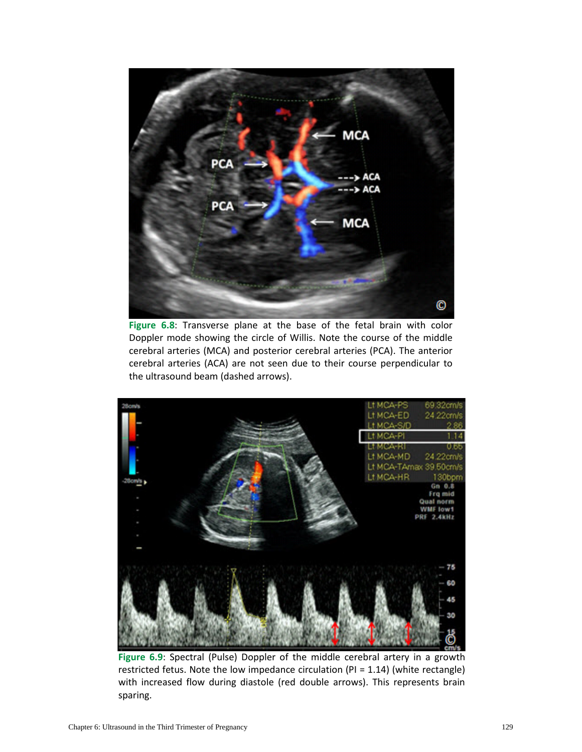**Figure 6.8**: Transverse plane at the base of the fetal brain with color Doppler mode showing the circle of Willis. Note the course of the middle cerebral arteries (MCA) and posterior cerebral arteries (PCA). The anterior cerebral arteries (ACA) are not seen due to their course perpendicular to the ultrasound beam (dashed arrows).

**Figure 6.9**: Spectral (Pulse) Doppler of the middle cerebral artery in a growth restricted fetus. Note the low impedance circulation (PI = 1.14) (white rectangle) with increased flow during diastole (red double arrows). This represents brain sparing.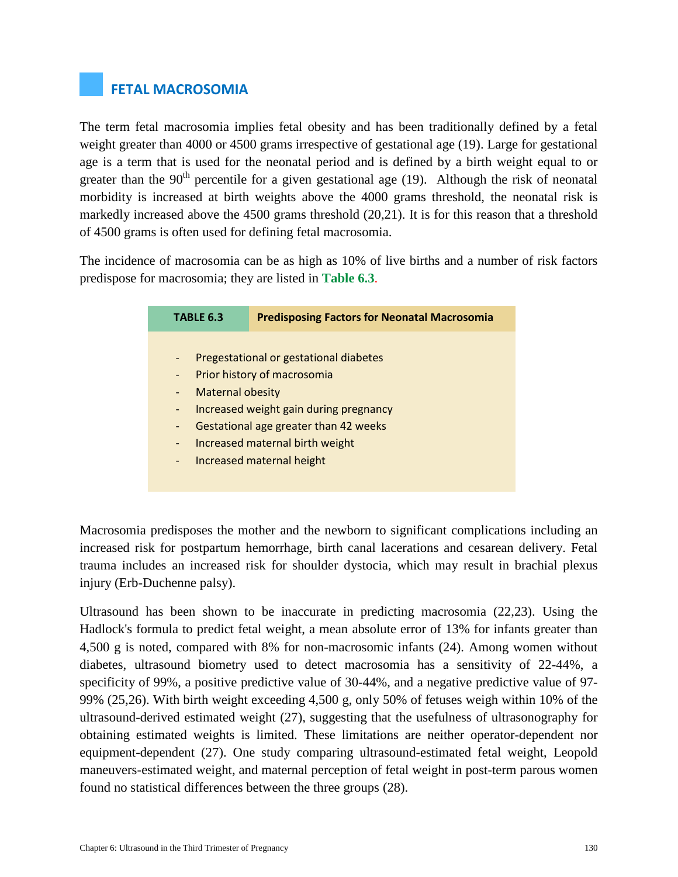## FETAL MACROSOMIA

The term fetal macrosomia implies fetal obesity and has been traditionally defined by a fetal weight greater than 4000 or 4500 grams irrespective of gestational age (19). Large for gestational age is a term that is used for the neonatal period and is defined by a birth weight equal to or greater than the 90th percentile for a given gestational age (19). Although the risk of neonatal morbidity is increased at birth weights above the 4000 grams threshold, the neonatal risk is markedly increased above the 4500 grams threshold (20,21). It is for this reason that a threshold of 4500 grams is often used for defining fetal macrosomia.

The incidence of macrosomia can be as high as 10% of live births and a number of risk factors predispose for macrosomia; they are listed in **Table 6.3**.

| TABLE 6.3 | Predisposing Factors for Neonatal Macrosomia |
|---|---|
| | - Pregestational or gestational diabetes<br>- Prior history of macrosomia<br>- Maternal obesity<br>- Increased weight gain during pregnancy<br>- Gestational age greater than 42 weeks<br>- Increased maternal birth weight<br>- Increased maternal height |

Macrosomia predisposes the mother and the newborn to significant complications including an increased risk for postpartum hemorrhage, birth canal lacerations and cesarean delivery. Fetal trauma includes an increased risk for shoulder dystocia, which may result in brachial plexus injury (Erb-Duchenne palsy).

Ultrasound has been shown to be inaccurate in predicting macrosomia (22,23). Using the Hadlock's formula to predict fetal weight, a mean absolute error of 13% for infants greater than 4,500 g is noted, compared with 8% for non-macrosomic infants (24). Among women without diabetes, ultrasound biometry used to detect macrosomia has a sensitivity of 22-44%, a specificity of 99%, a positive predictive value of 30-44%, and a negative predictive value of 97-99% (25,26). With birth weight exceeding 4,500 g, only 50% of fetuses weigh within 10% of the ultrasound-derived estimated weight (27), suggesting that the usefulness of ultrasonography for obtaining estimated weights is limited. These limitations are neither operator-dependent nor equipment-dependent (27). One study comparing ultrasound-estimated fetal weight, Leopold maneuvers-estimated weight, and maternal perception of fetal weight in post-term parous women found no statistical differences between the three groups (28).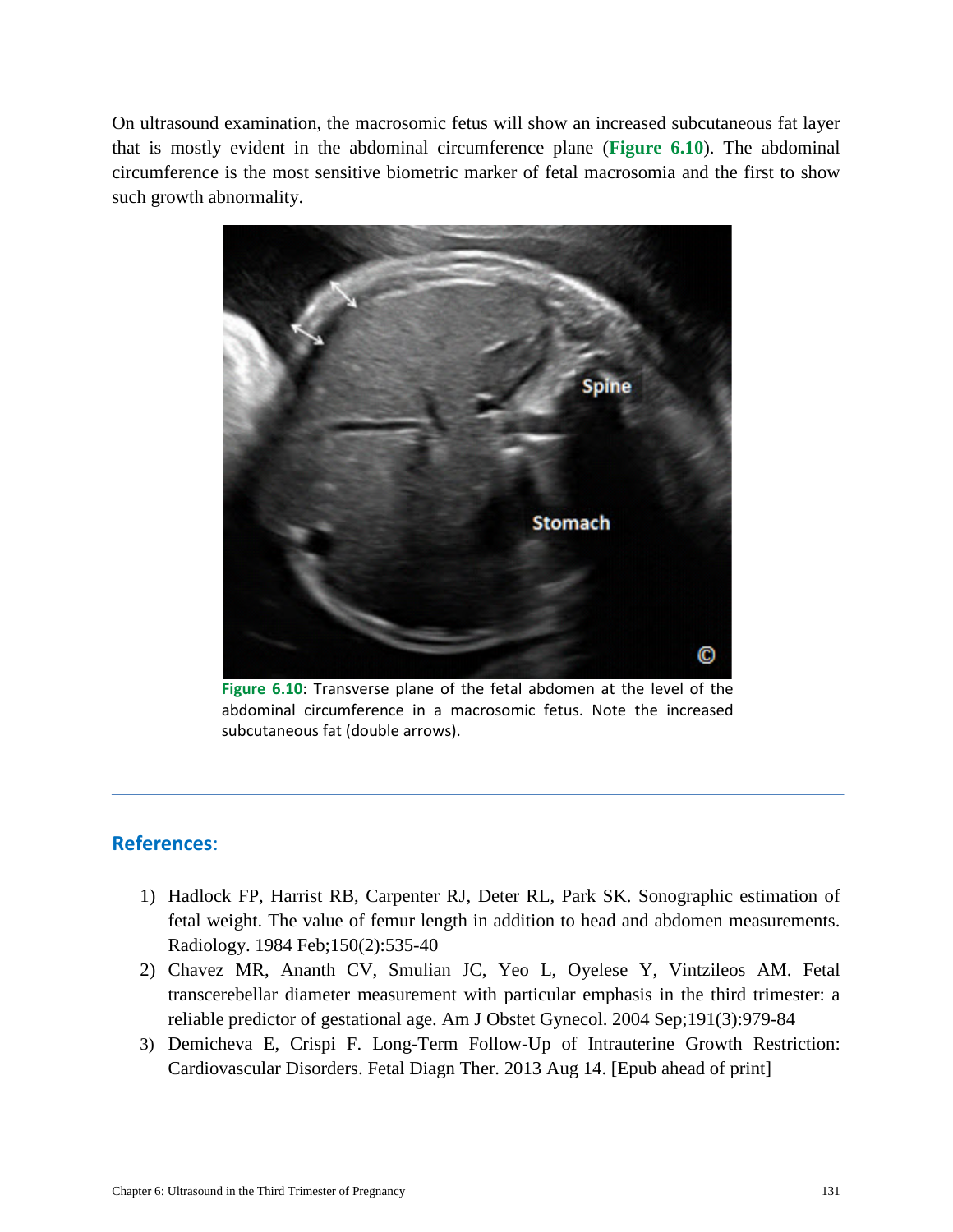On ultrasound examination, the macrosomic fetus will show an increased subcutaneous fat layer that is mostly evident in the abdominal circumference plane (**Figure 6.10**). The abdominal circumference is the most sensitive biometric marker of fetal macrosomia and the first to show such growth abnormality.

**Figure 6.10**: Transverse plane of the fetal abdomen at the level of the abdominal circumference in a macrosomic fetus. Note the increased subcutaneous fat (double arrows).

---

## References:

1) Hadlock FP, Harrist RB, Carpenter RJ, Deter RL, Park SK. Sonographic estimation of fetal weight. The value of femur length in addition to head and abdomen measurements. Radiology. 1984 Feb;150(2):535-40
2) Chavez MR, Ananth CV, Smulian JC, Yeo L, Oyelese Y, Vintzileos AM. Fetal transcerebellar diameter measurement with particular emphasis in the third trimester: a reliable predictor of gestational age. Am J Obstet Gynecol. 2004 Sep;191(3):979-84
3) Demicheva E, Crispi F. Long-Term Follow-Up of Intrauterine Growth Restriction: Cardiovascular Disorders. Fetal Diagn Ther. 2013 Aug 14. [Epub ahead of print]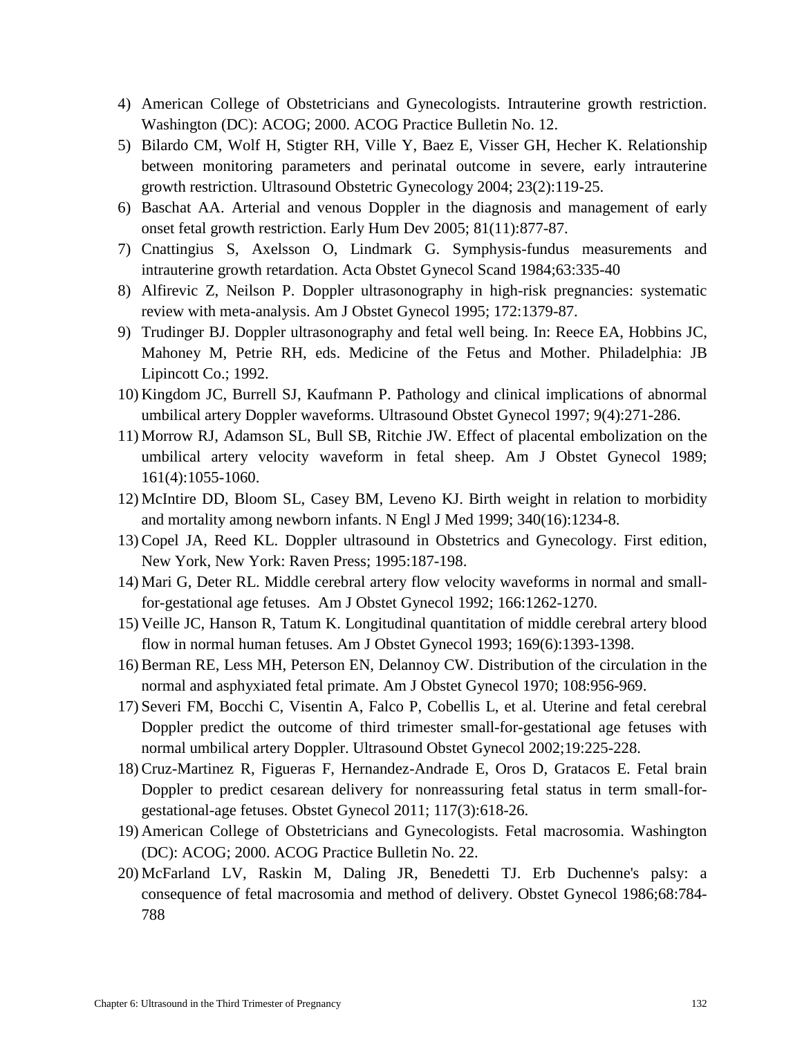4) American College of Obstetricians and Gynecologists. Intrauterine growth restriction. Washington (DC): ACOG; 2000. ACOG Practice Bulletin No. 12.
5) Bilardo CM, Wolf H, Stigter RH, Ville Y, Baez E, Visser GH, Hecher K. Relationship between monitoring parameters and perinatal outcome in severe, early intrauterine growth restriction. Ultrasound Obstetric Gynecology 2004; 23(2):119-25.
6) Baschat AA. Arterial and venous Doppler in the diagnosis and management of early onset fetal growth restriction. Early Hum Dev 2005; 81(11):877-87.
7) Cnattingius S, Axelsson O, Lindmark G. Symphysis-fundus measurements and intrauterine growth retardation. Acta Obstet Gynecol Scand 1984;63:335-40
8) Alfirevic Z, Neilson P. Doppler ultrasonography in high-risk pregnancies: systematic review with meta-analysis. Am J Obstet Gynecol 1995; 172:1379-87.
9) Trudinger BJ. Doppler ultrasonography and fetal well being. In: Reece EA, Hobbins JC, Mahoney M, Petrie RH, eds. Medicine of the Fetus and Mother. Philadelphia: JB Lipincott Co.; 1992.
10) Kingdom JC, Burrell SJ, Kaufmann P. Pathology and clinical implications of abnormal umbilical artery Doppler waveforms. Ultrasound Obstet Gynecol 1997; 9(4):271-286.
11) Morrow RJ, Adamson SL, Bull SB, Ritchie JW. Effect of placental embolization on the umbilical artery velocity waveform in fetal sheep. Am J Obstet Gynecol 1989; 161(4):1055-1060.
12) McIntire DD, Bloom SL, Casey BM, Leveno KJ. Birth weight in relation to morbidity and mortality among newborn infants. N Engl J Med 1999; 340(16):1234-8.
13) Copel JA, Reed KL. Doppler ultrasound in Obstetrics and Gynecology. First edition, New York, New York: Raven Press; 1995:187-198.
14) Mari G, Deter RL. Middle cerebral artery flow velocity waveforms in normal and small-for-gestational age fetuses. Am J Obstet Gynecol 1992; 166:1262-1270.
15) Veille JC, Hanson R, Tatum K. Longitudinal quantitation of middle cerebral artery blood flow in normal human fetuses. Am J Obstet Gynecol 1993; 169(6):1393-1398.
16) Berman RE, Less MH, Peterson EN, Delannoy CW. Distribution of the circulation in the normal and asphyxiated fetal primate. Am J Obstet Gynecol 1970; 108:956-969.
17) Severi FM, Bocchi C, Visentin A, Falco P, Cobellis L, et al. Uterine and fetal cerebral Doppler predict the outcome of third trimester small-for-gestational age fetuses with normal umbilical artery Doppler. Ultrasound Obstet Gynecol 2002;19:225-228.
18) Cruz-Martinez R, Figueras F, Hernandez-Andrade E, Oros D, Gratacos E. Fetal brain Doppler to predict cesarean delivery for nonreassuring fetal status in term small-for-gestational-age fetuses. Obstet Gynecol 2011; 117(3):618-26.
19) American College of Obstetricians and Gynecologists. Fetal macrosomia. Washington (DC): ACOG; 2000. ACOG Practice Bulletin No. 22.
20) McFarland LV, Raskin M, Daling JR, Benedetti TJ. Erb Duchenne's palsy: a consequence of fetal macrosomia and method of delivery. Obstet Gynecol 1986;68:784-788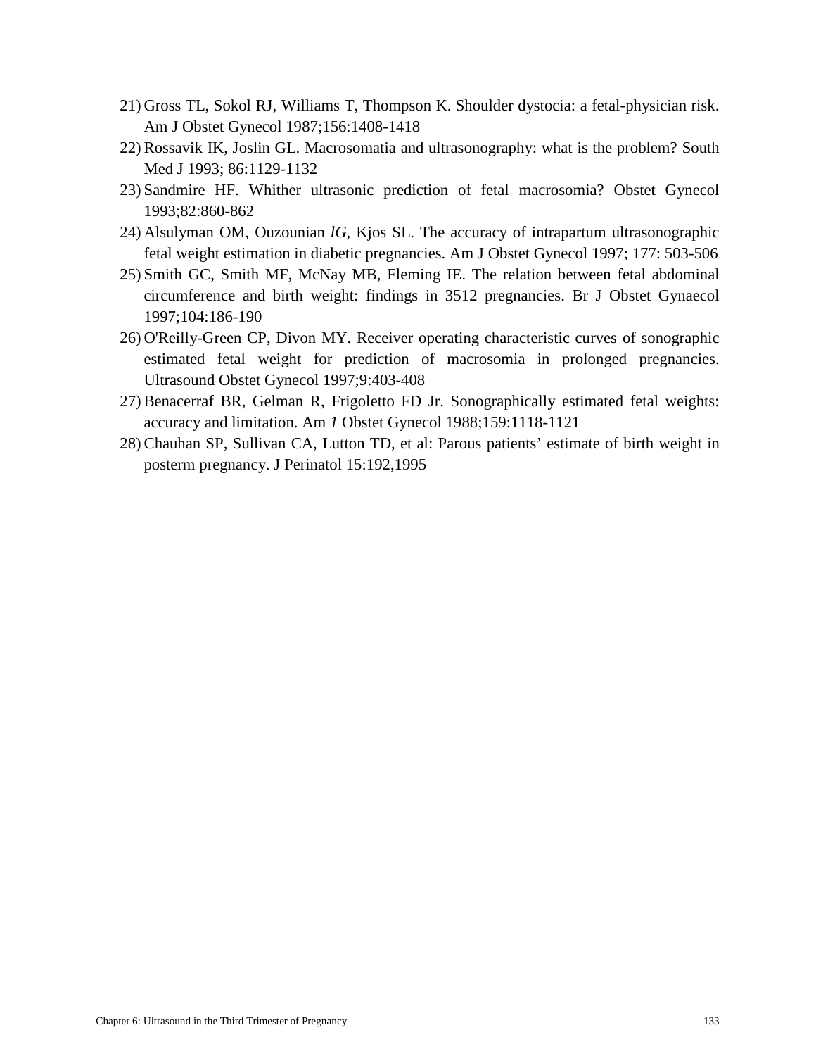21) Gross TL, Sokol RJ, Williams T, Thompson K. Shoulder dystocia: a fetal-physician risk. Am J Obstet Gynecol 1987;156:1408-1418
22) Rossavik IK, Joslin GL. Macrosomatia and ultrasonography: what is the problem? South Med J 1993; 86:1129-1132
23) Sandmire HF. Whither ultrasonic prediction of fetal macrosomia? Obstet Gynecol 1993;82:860-862
24) Alsulyman OM, Ouzounian *lG,* Kjos SL. The accuracy of intrapartum ultrasonographic fetal weight estimation in diabetic pregnancies. Am J Obstet Gynecol 1997; 177: 503-506
25) Smith GC, Smith MF, McNay MB, Fleming IE. The relation between fetal abdominal circumference and birth weight: findings in 3512 pregnancies. Br J Obstet Gynaecol 1997;104:186-190
26) O'Reilly-Green CP, Divon MY. Receiver operating characteristic curves of sonographic estimated fetal weight for prediction of macrosomia in prolonged pregnancies. Ultrasound Obstet Gynecol 1997;9:403-408
27) Benacerraf BR, Gelman R, Frigoletto FD Jr. Sonographically estimated fetal weights: accuracy and limitation. Am *1* Obstet Gynecol 1988;159:1118-1121
28) Chauhan SP, Sullivan CA, Lutton TD, et al: Parous patients' estimate of birth weight in posterm pregnancy. J Perinatol 15:192,1995